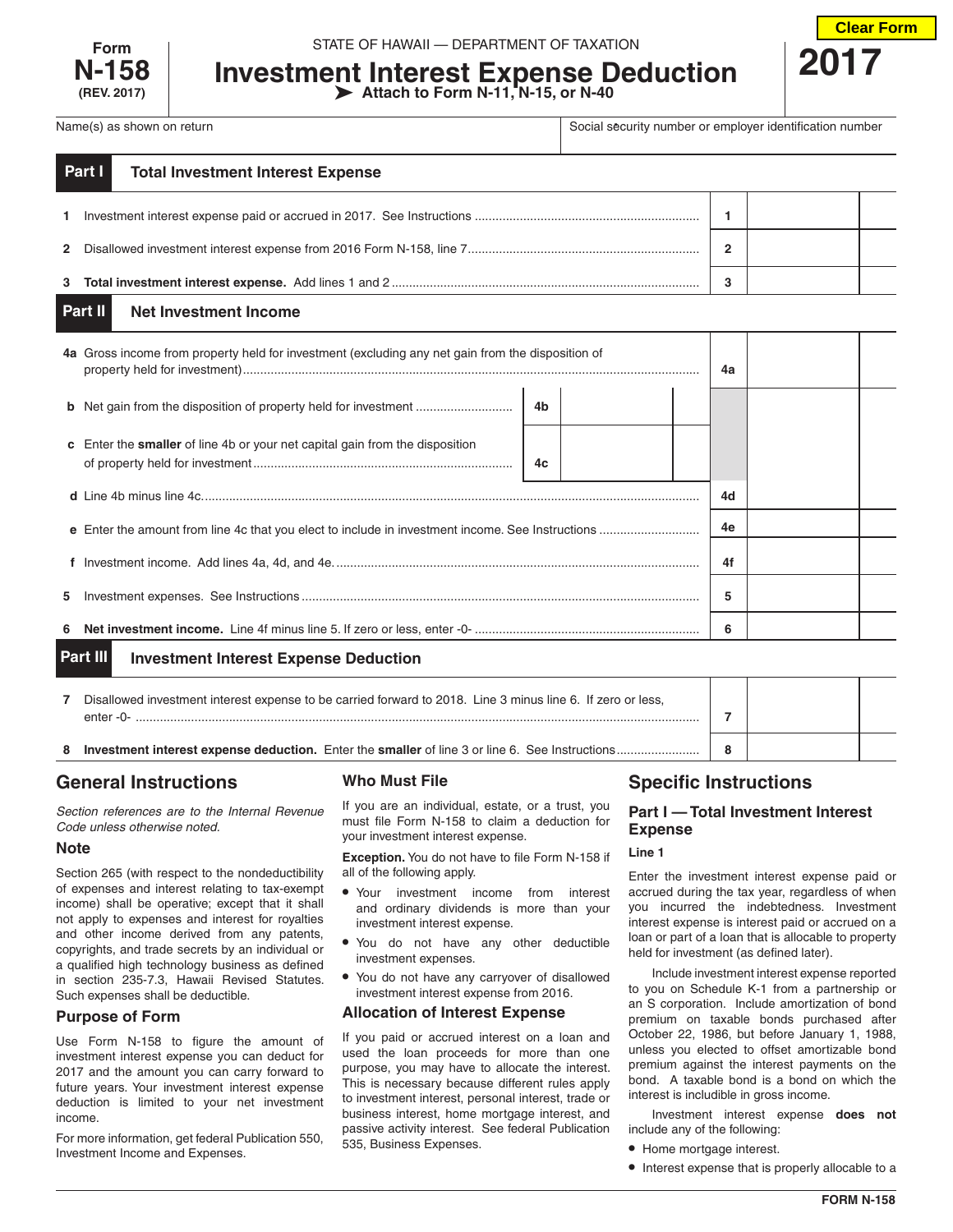Form **N-158** (REV. 2017)

STATE OF HAWAII — DEPARTMENT OF TAXATION

# Investment Interest Expense Deduction

➤ Attach to Form N-11, N-15, or N-40

**2017**

| Name(s) as shown on return | Social security number or employer identification number |
|---|---|
| | |

## Part I Total Investment Interest Expense

| | | | |
|---|---|---|---|
| 1 | Investment interest expense paid or accrued in 2017. See Instructions | 1 | |
| 2 | Disallowed investment interest expense from 2016 Form N-158, line 7 | 2 | |
| 3 | **Total investment interest expense.** Add lines 1 and 2 | 3 | |

## Part II Net Investment Income

| | | | | | |
|---|---|---|---|---|---|
| 4a | Gross income from property held for investment (excluding any net gain from the disposition of property held for investment) | | | 4a | |
| b | Net gain from the disposition of property held for investment | 4b | | | |
| c | Enter the **smaller** of line 4b or your net capital gain from the disposition of property held for investment | 4c | | | |
| d | Line 4b minus line 4c. | | | 4d | |
| e | Enter the amount from line 4c that you elect to include in investment income. See Instructions | | | 4e | |
| f | Investment income. Add lines 4a, 4d, and 4e. | | | 4f | |
| 5 | Investment expenses. See Instructions | | | 5 | |
| 6 | **Net investment income.** Line 4f minus line 5. If zero or less, enter -0- | | | 6 | |

## Part III Investment Interest Expense Deduction

| | | | |
|---|---|---|---|
| 7 | Disallowed investment interest expense to be carried forward to 2018. Line 3 minus line 6. If zero or less, enter -0- | 7 | |
| 8 | **Investment interest expense deduction.** Enter the **smaller** of line 3 or line 6. See Instructions | 8 | |

## General Instructions

*Section references are to the Internal Revenue Code unless otherwise noted.*

### Note

Section 265 (with respect to the nondeductibility of expenses and interest relating to tax-exempt income) shall be operative; except that it shall not apply to expenses and interest for royalties and other income derived from any patents, copyrights, and trade secrets by an individual or a qualified high technology business as defined in section 235-7.3, Hawaii Revised Statutes. Such expenses shall be deductible.

### Purpose of Form

Use Form N-158 to figure the amount of investment interest expense you can deduct for 2017 and the amount you can carry forward to future years. Your investment interest expense deduction is limited to your net investment income.

For more information, get federal Publication 550, Investment Income and Expenses.

### Who Must File

If you are an individual, estate, or a trust, you must file Form N-158 to claim a deduction for your investment interest expense.

**Exception.** You do not have to file Form N-158 if all of the following apply.

- Your investment income from interest and ordinary dividends is more than your investment interest expense.
- You do not have any other deductible investment expenses.
- You do not have any carryover of disallowed investment interest expense from 2016.

### Allocation of Interest Expense

If you paid or accrued interest on a loan and used the loan proceeds for more than one purpose, you may have to allocate the interest. This is necessary because different rules apply to investment interest, personal interest, trade or business interest, home mortgage interest, and passive activity interest. See federal Publication 535, Business Expenses.

## Specific Instructions

### Part I — Total Investment Interest Expense

#### Line 1

Enter the investment interest expense paid or accrued during the tax year, regardless of when you incurred the indebtedness. Investment interest expense is interest paid or accrued on a loan or part of a loan that is allocable to property held for investment (as defined later).

Include investment interest expense reported to you on Schedule K-1 from a partnership or an S corporation. Include amortization of bond premium on taxable bonds purchased after October 22, 1986, but before January 1, 1988, unless you elected to offset amortizable bond premium against the interest payments on the bond. A taxable bond is a bond on which the interest is includible in gross income.

Investment interest expense **does not** include any of the following:

- Home mortgage interest.
- Interest expense that is properly allocable to a

FORM N-158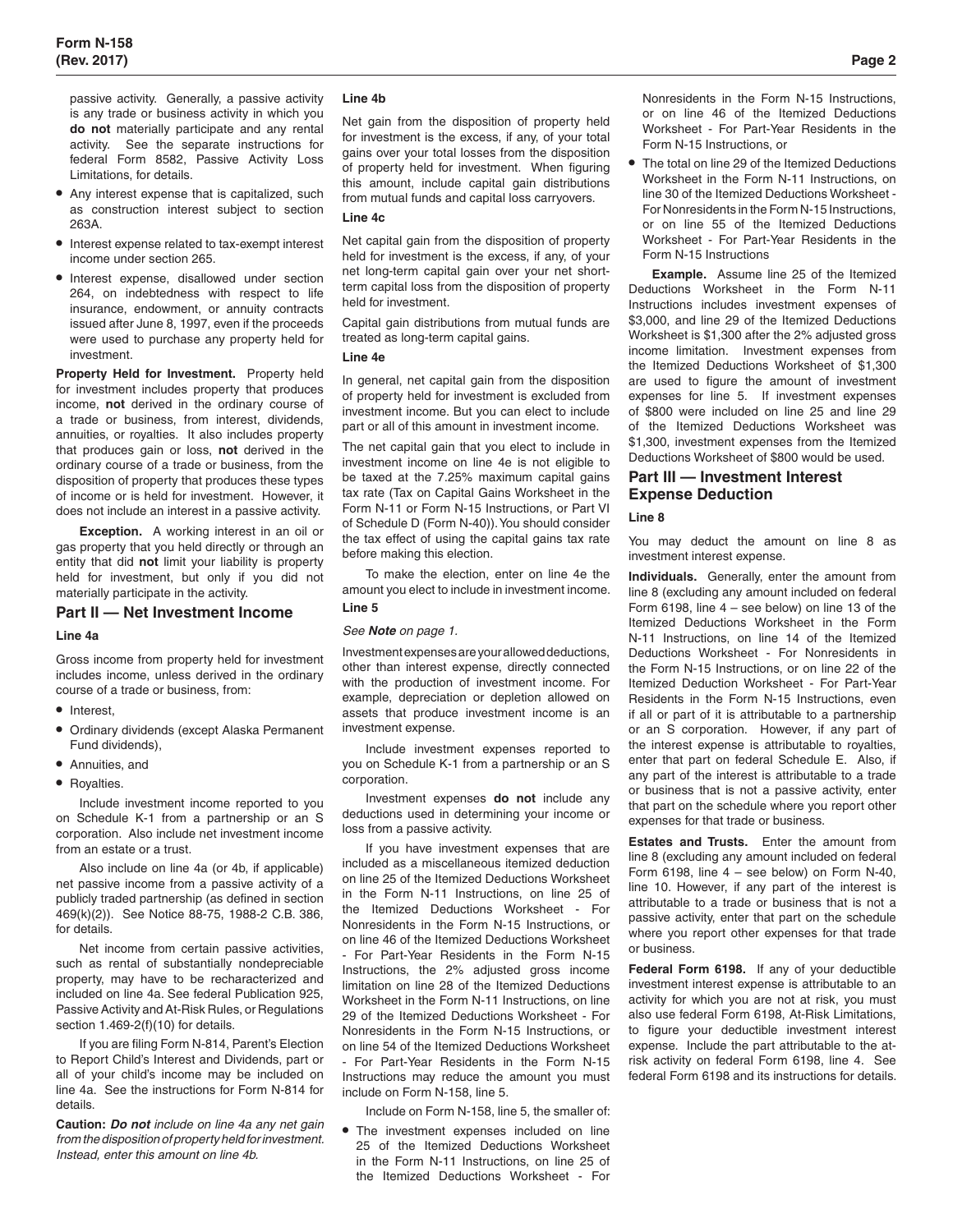passive activity. Generally, a passive activity is any trade or business activity in which you **do not** materially participate and any rental activity. See the separate instructions for federal Form 8582, Passive Activity Loss Limitations, for details.

- Any interest expense that is capitalized, such as construction interest subject to section 263A.
- Interest expense related to tax-exempt interest income under section 265.
- Interest expense, disallowed under section 264, on indebtedness with respect to life insurance, endowment, or annuity contracts issued after June 8, 1997, even if the proceeds were used to purchase any property held for investment.

**Property Held for Investment.** Property held for investment includes property that produces income, **not** derived in the ordinary course of a trade or business, from interest, dividends, annuities, or royalties. It also includes property that produces gain or loss, **not** derived in the ordinary course of a trade or business, from the disposition of property that produces these types of income or is held for investment. However, it does not include an interest in a passive activity.

**Exception.** A working interest in an oil or gas property that you held directly or through an entity that did **not** limit your liability is property held for investment, but only if you did not materially participate in the activity.

## Part II — Net Investment Income

### Line 4a

Gross income from property held for investment includes income, unless derived in the ordinary course of a trade or business, from:

- Interest,
- Ordinary dividends (except Alaska Permanent Fund dividends),
- Annuities, and
- Royalties.

Include investment income reported to you on Schedule K-1 from a partnership or an S corporation. Also include net investment income from an estate or a trust.

Also include on line 4a (or 4b, if applicable) net passive income from a passive activity of a publicly traded partnership (as defined in section 469(k)(2)). See Notice 88-75, 1988-2 C.B. 386, for details.

Net income from certain passive activities, such as rental of substantially nondepreciable property, may have to be recharacterized and included on line 4a. See federal Publication 925, Passive Activity and At-Risk Rules, or Regulations section 1.469-2(f)(10) for details.

If you are filing Form N-814, Parent's Election to Report Child's Interest and Dividends, part or all of your child's income may be included on line 4a. See the instructions for Form N-814 for details.

**Caution:** ***Do not*** *include on line 4a any net gain from the disposition of property held for investment. Instead, enter this amount on line 4b.*

### Line 4b

Net gain from the disposition of property held for investment is the excess, if any, of your total gains over your total losses from the disposition of property held for investment. When figuring this amount, include capital gain distributions from mutual funds and capital loss carryovers.

### Line 4c

Net capital gain from the disposition of property held for investment is the excess, if any, of your net long-term capital gain over your net short-term capital loss from the disposition of property held for investment.

Capital gain distributions from mutual funds are treated as long-term capital gains.

### Line 4e

In general, net capital gain from the disposition of property held for investment is excluded from investment income. But you can elect to include part or all of this amount in investment income.

The net capital gain that you elect to include in investment income on line 4e is not eligible to be taxed at the 7.25% maximum capital gains tax rate (Tax on Capital Gains Worksheet in the Form N-11 or Form N-15 Instructions, or Part VI of Schedule D (Form N-40)). You should consider the tax effect of using the capital gains tax rate before making this election.

To make the election, enter on line 4e the amount you elect to include in investment income.

### Line 5

*See* ***Note*** *on page 1.*

Investment expenses are your allowed deductions, other than interest expense, directly connected with the production of investment income. For example, depreciation or depletion allowed on assets that produce investment income is an investment expense.

Include investment expenses reported to you on Schedule K-1 from a partnership or an S corporation.

Investment expenses **do not** include any deductions used in determining your income or loss from a passive activity.

If you have investment expenses that are included as a miscellaneous itemized deduction on line 25 of the Itemized Deductions Worksheet in the Form N-11 Instructions, on line 25 of the Itemized Deductions Worksheet - For Nonresidents in the Form N-15 Instructions, or on line 46 of the Itemized Deductions Worksheet - For Part-Year Residents in the Form N-15 Instructions, the 2% adjusted gross income limitation on line 28 of the Itemized Deductions Worksheet in the Form N-11 Instructions, on line 29 of the Itemized Deductions Worksheet - For Nonresidents in the Form N-15 Instructions, or on line 54 of the Itemized Deductions Worksheet - For Part-Year Residents in the Form N-15 Instructions may reduce the amount you must include on Form N-158, line 5.

Include on Form N-158, line 5, the smaller of:

- The investment expenses included on line 25 of the Itemized Deductions Worksheet in the Form N-11 Instructions, on line 25 of the Itemized Deductions Worksheet - For Nonresidents in the Form N-15 Instructions, or on line 46 of the Itemized Deductions Worksheet - For Part-Year Residents in the Form N-15 Instructions, or
- The total on line 29 of the Itemized Deductions Worksheet in the Form N-11 Instructions, on line 30 of the Itemized Deductions Worksheet - For Nonresidents in the Form N-15 Instructions, or on line 55 of the Itemized Deductions Worksheet - For Part-Year Residents in the Form N-15 Instructions

**Example.** Assume line 25 of the Itemized Deductions Worksheet in the Form N-11 Instructions includes investment expenses of $3,000, and line 29 of the Itemized Deductions Worksheet is $1,300 after the 2% adjusted gross income limitation. Investment expenses from the Itemized Deductions Worksheet of $1,300 are used to figure the amount of investment expenses for line 5. If investment expenses of $800 were included on line 25 and line 29 of the Itemized Deductions Worksheet was $1,300, investment expenses from the Itemized Deductions Worksheet of $800 would be used.

## Part III — Investment Interest Expense Deduction

### Line 8

You may deduct the amount on line 8 as investment interest expense.

**Individuals.** Generally, enter the amount from line 8 (excluding any amount included on federal Form 6198, line 4 – see below) on line 13 of the Itemized Deductions Worksheet in the Form N-11 Instructions, on line 14 of the Itemized Deductions Worksheet - For Nonresidents in the Form N-15 Instructions, or on line 22 of the Itemized Deduction Worksheet - For Part-Year Residents in the Form N-15 Instructions, even if all or part of it is attributable to a partnership or an S corporation. However, if any part of the interest expense is attributable to royalties, enter that part on federal Schedule E. Also, if any part of the interest is attributable to a trade or business that is not a passive activity, enter that part on the schedule where you report other expenses for that trade or business.

**Estates and Trusts.** Enter the amount from line 8 (excluding any amount included on federal Form 6198, line 4 – see below) on Form N-40, line 10. However, if any part of the interest is attributable to a trade or business that is not a passive activity, enter that part on the schedule where you report other expenses for that trade or business.

**Federal Form 6198.** If any of your deductible investment interest expense is attributable to an activity for which you are not at risk, you must also use federal Form 6198, At-Risk Limitations, to figure your deductible investment interest expense. Include the part attributable to the at-risk activity on federal Form 6198, line 4. See federal Form 6198 and its instructions for details.